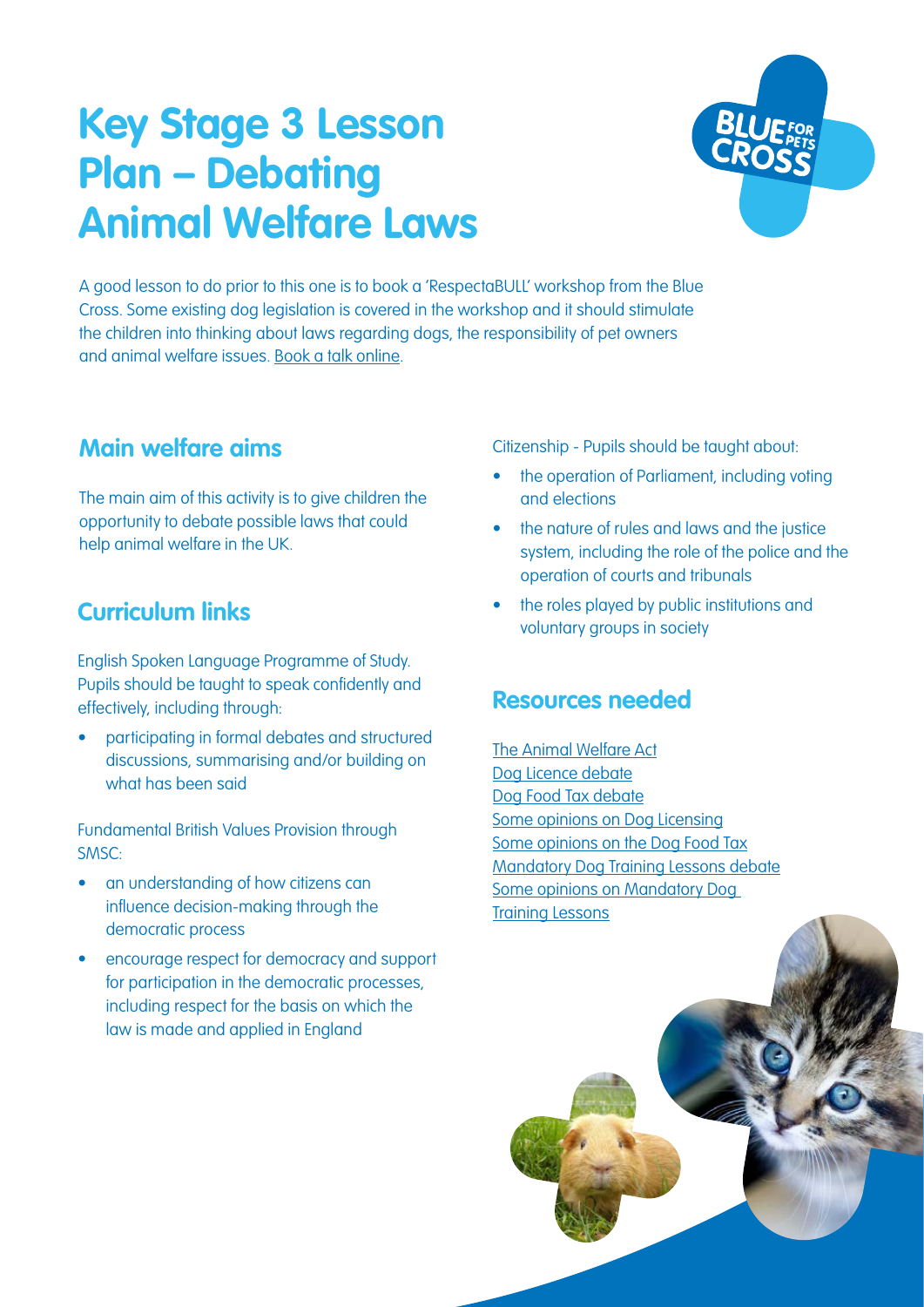# Key Stage 3 Lesson Plan – Debating Animal Welfare Laws

A good lesson to do prior to this one is to book a 'RespectaBULL' workshop from the Blue Cross. Some existing dog legislation is covered in the workshop and it should stimulate the children into thinking about laws regarding dogs, the responsibility of pet owners and animal welfare issues. Book a talk online.

## Main welfare aims

The main aim of this activity is to give children the opportunity to debate possible laws that could help animal welfare in the UK.

## Curriculum links

English Spoken Language Programme of Study. Pupils should be taught to speak confidently and effectively, including through:

- participating in formal debates and structured discussions, summarising and/or building on what has been said

Fundamental British Values Provision through SMSC:

- an understanding of how citizens can influence decision-making through the democratic process
- encourage respect for democracy and support for participation in the democratic processes, including respect for the basis on which the law is made and applied in England

Citizenship - Pupils should be taught about:

- the operation of Parliament, including voting and elections
- the nature of rules and laws and the justice system, including the role of the police and the operation of courts and tribunals
- the roles played by public institutions and voluntary groups in society

## Resources needed

The Animal Welfare Act
Dog Licence debate
Dog Food Tax debate
Some opinions on Dog Licensing
Some opinions on the Dog Food Tax
Mandatory Dog Training Lessons debate
Some opinions on Mandatory Dog Training Lessons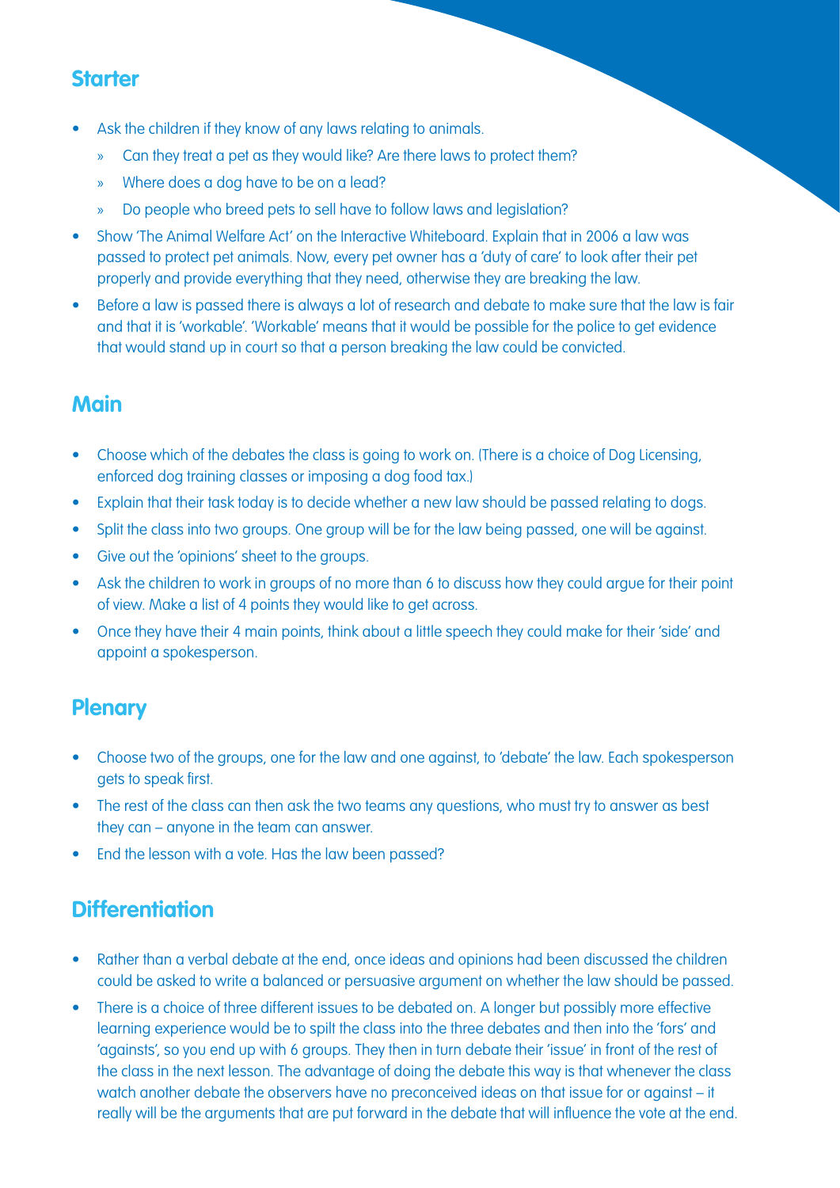## Starter

- Ask the children if they know of any laws relating to animals.
  - Can they treat a pet as they would like? Are there laws to protect them?
  - Where does a dog have to be on a lead?
  - Do people who breed pets to sell have to follow laws and legislation?
- Show 'The Animal Welfare Act' on the Interactive Whiteboard. Explain that in 2006 a law was passed to protect pet animals. Now, every pet owner has a 'duty of care' to look after their pet properly and provide everything that they need, otherwise they are breaking the law.
- Before a law is passed there is always a lot of research and debate to make sure that the law is fair and that it is 'workable'. 'Workable' means that it would be possible for the police to get evidence that would stand up in court so that a person breaking the law could be convicted.

## Main

- Choose which of the debates the class is going to work on. (There is a choice of Dog Licensing, enforced dog training classes or imposing a dog food tax.)
- Explain that their task today is to decide whether a new law should be passed relating to dogs.
- Split the class into two groups. One group will be for the law being passed, one will be against.
- Give out the 'opinions' sheet to the groups.
- Ask the children to work in groups of no more than 6 to discuss how they could argue for their point of view. Make a list of 4 points they would like to get across.
- Once they have their 4 main points, think about a little speech they could make for their 'side' and appoint a spokesperson.

## Plenary

- Choose two of the groups, one for the law and one against, to 'debate' the law. Each spokesperson gets to speak first.
- The rest of the class can then ask the two teams any questions, who must try to answer as best they can – anyone in the team can answer.
- End the lesson with a vote. Has the law been passed?

## Differentiation

- Rather than a verbal debate at the end, once ideas and opinions had been discussed the children could be asked to write a balanced or persuasive argument on whether the law should be passed.
- There is a choice of three different issues to be debated on. A longer but possibly more effective learning experience would be to spilt the class into the three debates and then into the 'fors' and 'againsts', so you end up with 6 groups. They then in turn debate their 'issue' in front of the rest of the class in the next lesson. The advantage of doing the debate this way is that whenever the class watch another debate the observers have no preconceived ideas on that issue for or against – it really will be the arguments that are put forward in the debate that will influence the vote at the end.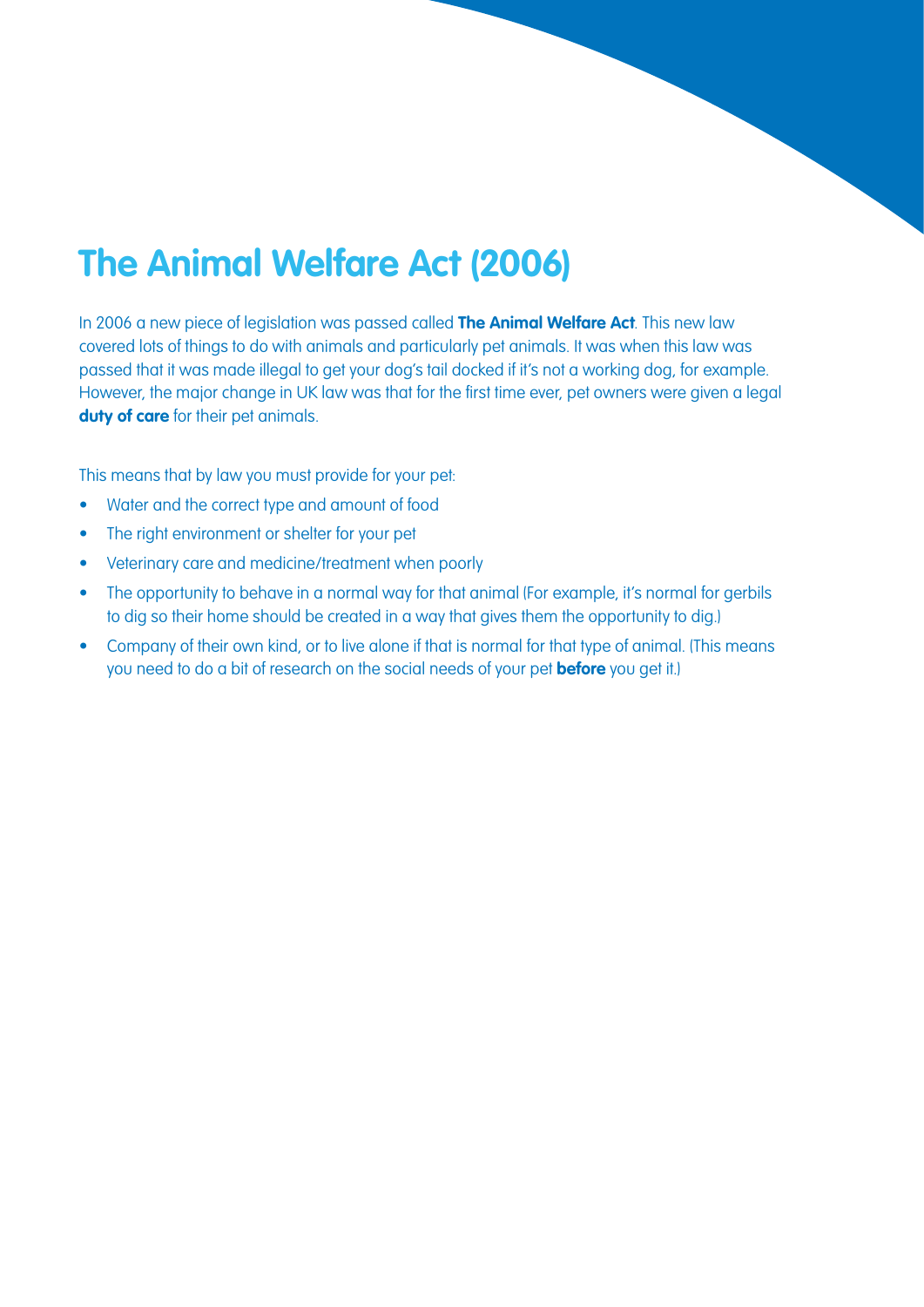# The Animal Welfare Act (2006)

In 2006 a new piece of legislation was passed called **The Animal Welfare Act**. This new law covered lots of things to do with animals and particularly pet animals. It was when this law was passed that it was made illegal to get your dog's tail docked if it's not a working dog, for example. However, the major change in UK law was that for the first time ever, pet owners were given a legal **duty of care** for their pet animals.

This means that by law you must provide for your pet:

- Water and the correct type and amount of food
- The right environment or shelter for your pet
- Veterinary care and medicine/treatment when poorly
- The opportunity to behave in a normal way for that animal (For example, it's normal for gerbils to dig so their home should be created in a way that gives them the opportunity to dig.)
- Company of their own kind, or to live alone if that is normal for that type of animal. (This means you need to do a bit of research on the social needs of your pet **before** you get it.)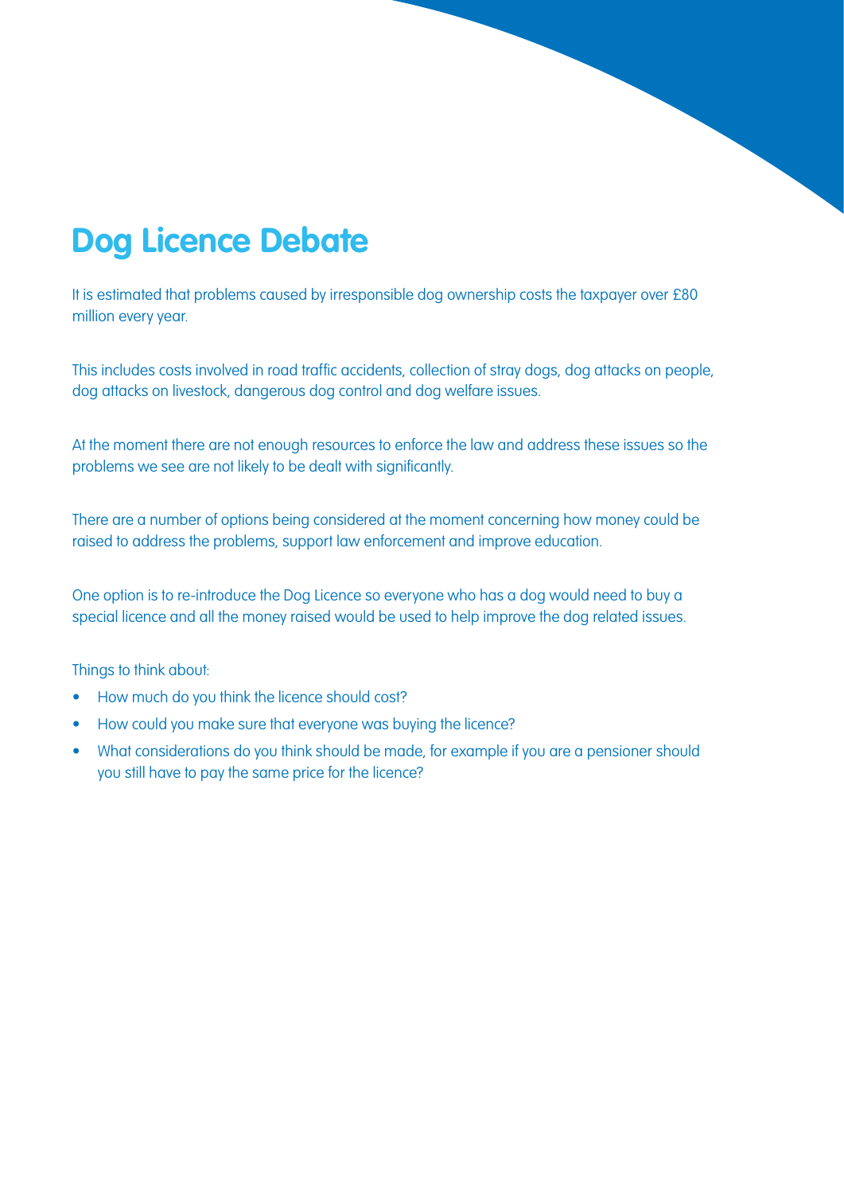# Dog Licence Debate

It is estimated that problems caused by irresponsible dog ownership costs the taxpayer over £80 million every year.

This includes costs involved in road traffic accidents, collection of stray dogs, dog attacks on people, dog attacks on livestock, dangerous dog control and dog welfare issues.

At the moment there are not enough resources to enforce the law and address these issues so the problems we see are not likely to be dealt with significantly.

There are a number of options being considered at the moment concerning how money could be raised to address the problems, support law enforcement and improve education.

One option is to re-introduce the Dog Licence so everyone who has a dog would need to buy a special licence and all the money raised would be used to help improve the dog related issues.

Things to think about:

- How much do you think the licence should cost?
- How could you make sure that everyone was buying the licence?
- What considerations do you think should be made, for example if you are a pensioner should you still have to pay the same price for the licence?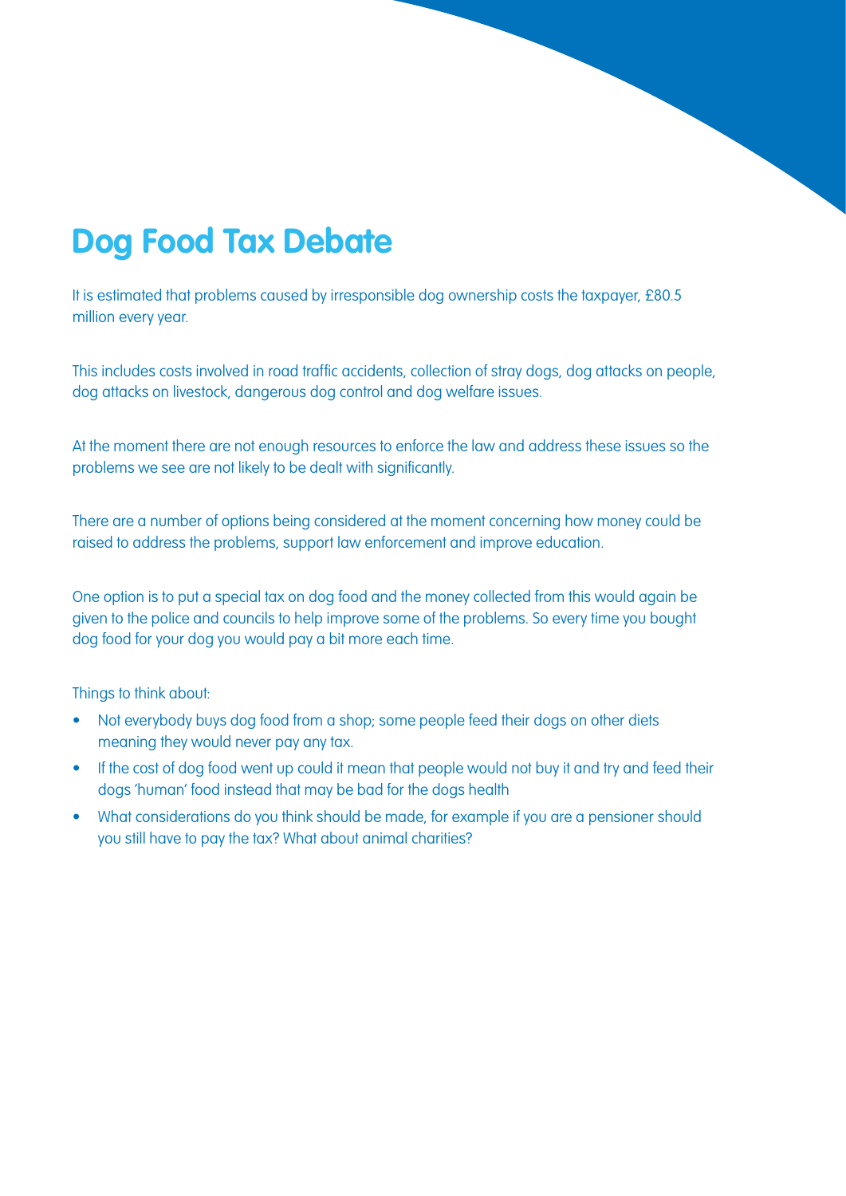# Dog Food Tax Debate

It is estimated that problems caused by irresponsible dog ownership costs the taxpayer, £80.5 million every year.

This includes costs involved in road traffic accidents, collection of stray dogs, dog attacks on people, dog attacks on livestock, dangerous dog control and dog welfare issues.

At the moment there are not enough resources to enforce the law and address these issues so the problems we see are not likely to be dealt with significantly.

There are a number of options being considered at the moment concerning how money could be raised to address the problems, support law enforcement and improve education.

One option is to put a special tax on dog food and the money collected from this would again be given to the police and councils to help improve some of the problems. So every time you bought dog food for your dog you would pay a bit more each time.

Things to think about:

- Not everybody buys dog food from a shop; some people feed their dogs on other diets meaning they would never pay any tax.
- If the cost of dog food went up could it mean that people would not buy it and try and feed their dogs 'human' food instead that may be bad for the dogs health
- What considerations do you think should be made, for example if you are a pensioner should you still have to pay the tax? What about animal charities?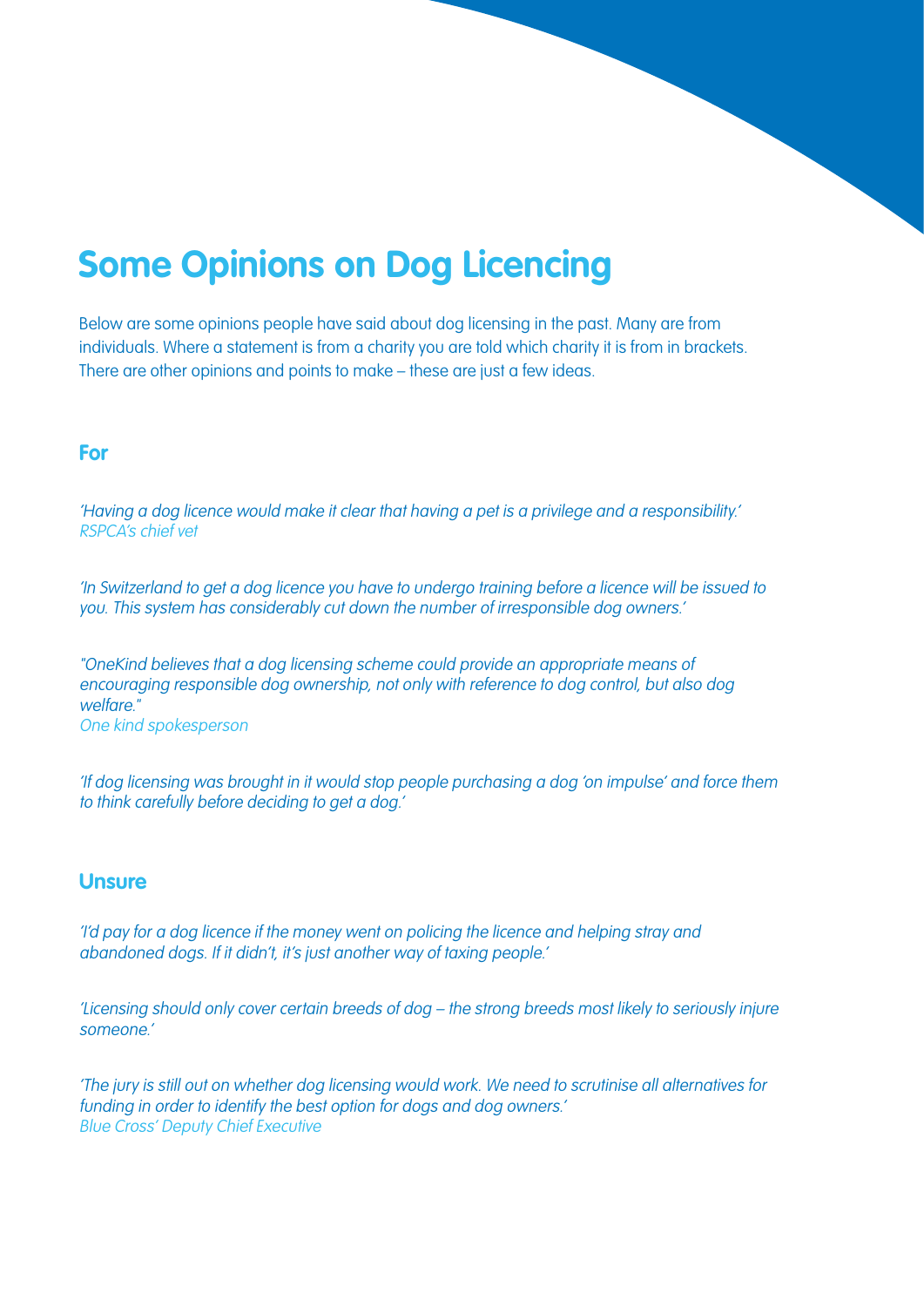# Some Opinions on Dog Licencing

Below are some opinions people have said about dog licensing in the past. Many are from individuals. Where a statement is from a charity you are told which charity it is from in brackets. There are other opinions and points to make – these are just a few ideas.

## For

*'Having a dog licence would make it clear that having a pet is a privilege and a responsibility.'*
*RSPCA's chief vet*

*'In Switzerland to get a dog licence you have to undergo training before a licence will be issued to you. This system has considerably cut down the number of irresponsible dog owners.'*

*"OneKind believes that a dog licensing scheme could provide an appropriate means of encouraging responsible dog ownership, not only with reference to dog control, but also dog welfare."*
*One kind spokesperson*

*'If dog licensing was brought in it would stop people purchasing a dog 'on impulse' and force them to think carefully before deciding to get a dog.'*

## Unsure

*'I'd pay for a dog licence if the money went on policing the licence and helping stray and abandoned dogs. If it didn't, it's just another way of taxing people.'*

*'Licensing should only cover certain breeds of dog – the strong breeds most likely to seriously injure someone.'*

*'The jury is still out on whether dog licensing would work. We need to scrutinise all alternatives for funding in order to identify the best option for dogs and dog owners.'*
*Blue Cross' Deputy Chief Executive*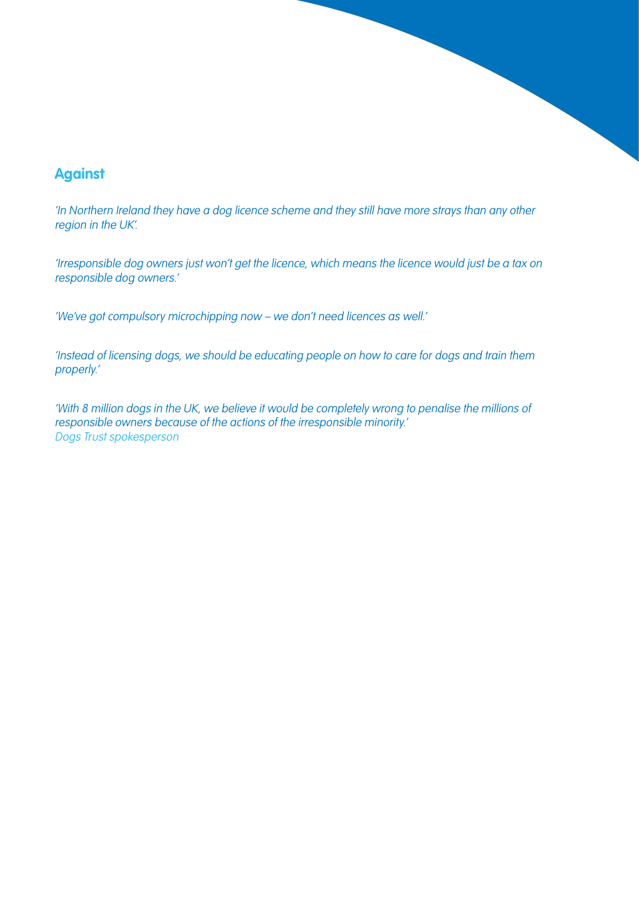## Against

*'In Northern Ireland they have a dog licence scheme and they still have more strays than any other region in the UK'.*

*'Irresponsible dog owners just won't get the licence, which means the licence would just be a tax on responsible dog owners.'*

*'We've got compulsory microchipping now – we don't need licences as well.'*

*'Instead of licensing dogs, we should be educating people on how to care for dogs and train them properly.'*

*'With 8 million dogs in the UK, we believe it would be completely wrong to penalise the millions of responsible owners because of the actions of the irresponsible minority.'*
*Dogs Trust spokesperson*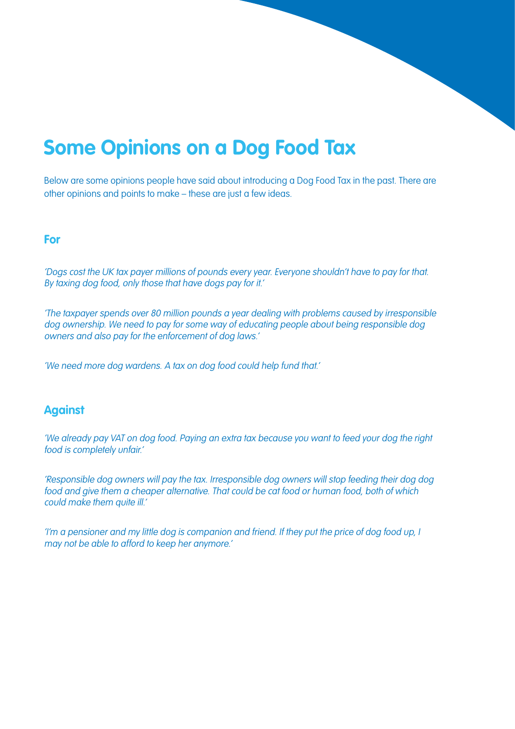# Some Opinions on a Dog Food Tax

Below are some opinions people have said about introducing a Dog Food Tax in the past. There are other opinions and points to make – these are just a few ideas.

## For

*'Dogs cost the UK tax payer millions of pounds every year. Everyone shouldn't have to pay for that. By taxing dog food, only those that have dogs pay for it.'*

*'The taxpayer spends over 80 million pounds a year dealing with problems caused by irresponsible dog ownership. We need to pay for some way of educating people about being responsible dog owners and also pay for the enforcement of dog laws.'*

*'We need more dog wardens. A tax on dog food could help fund that.'*

## Against

*'We already pay VAT on dog food. Paying an extra tax because you want to feed your dog the right food is completely unfair.'*

*'Responsible dog owners will pay the tax. Irresponsible dog owners will stop feeding their dog dog food and give them a cheaper alternative. That could be cat food or human food, both of which could make them quite ill.'*

*'I'm a pensioner and my little dog is companion and friend. If they put the price of dog food up, I may not be able to afford to keep her anymore.'*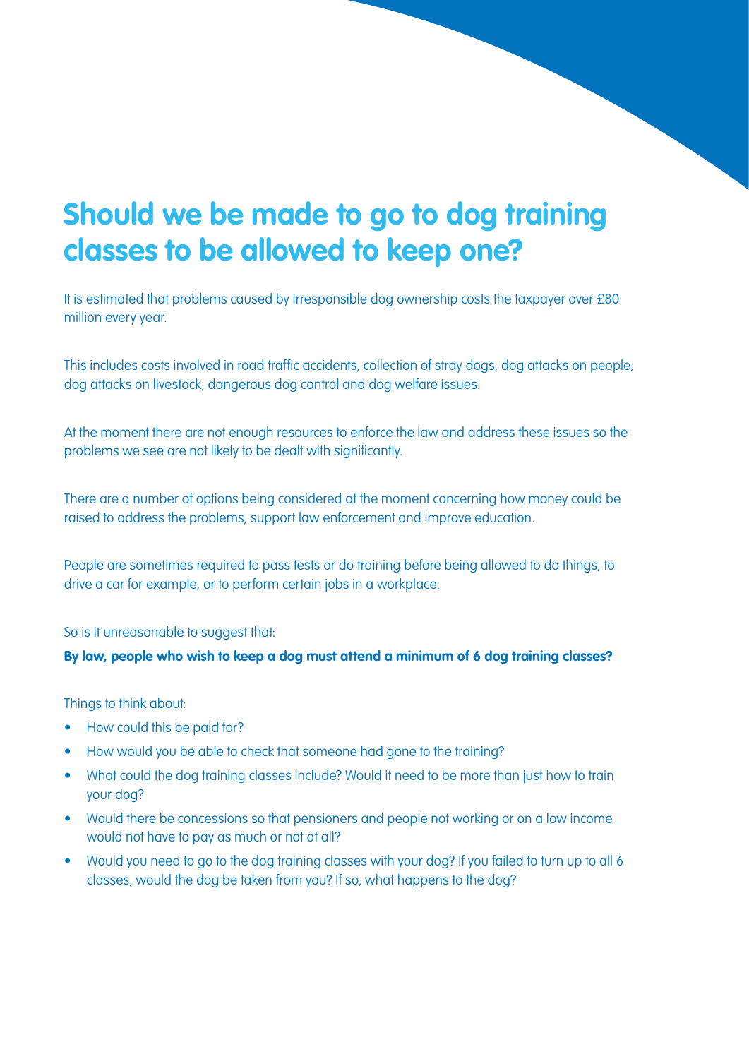# Should we be made to go to dog training classes to be allowed to keep one?

It is estimated that problems caused by irresponsible dog ownership costs the taxpayer over £80 million every year.

This includes costs involved in road traffic accidents, collection of stray dogs, dog attacks on people, dog attacks on livestock, dangerous dog control and dog welfare issues.

At the moment there are not enough resources to enforce the law and address these issues so the problems we see are not likely to be dealt with significantly.

There are a number of options being considered at the moment concerning how money could be raised to address the problems, support law enforcement and improve education.

People are sometimes required to pass tests or do training before being allowed to do things, to drive a car for example, or to perform certain jobs in a workplace.

So is it unreasonable to suggest that:

**By law, people who wish to keep a dog must attend a minimum of 6 dog training classes?**

Things to think about:

- How could this be paid for?
- How would you be able to check that someone had gone to the training?
- What could the dog training classes include? Would it need to be more than just how to train your dog?
- Would there be concessions so that pensioners and people not working or on a low income would not have to pay as much or not at all?
- Would you need to go to the dog training classes with your dog? If you failed to turn up to all 6 classes, would the dog be taken from you? If so, what happens to the dog?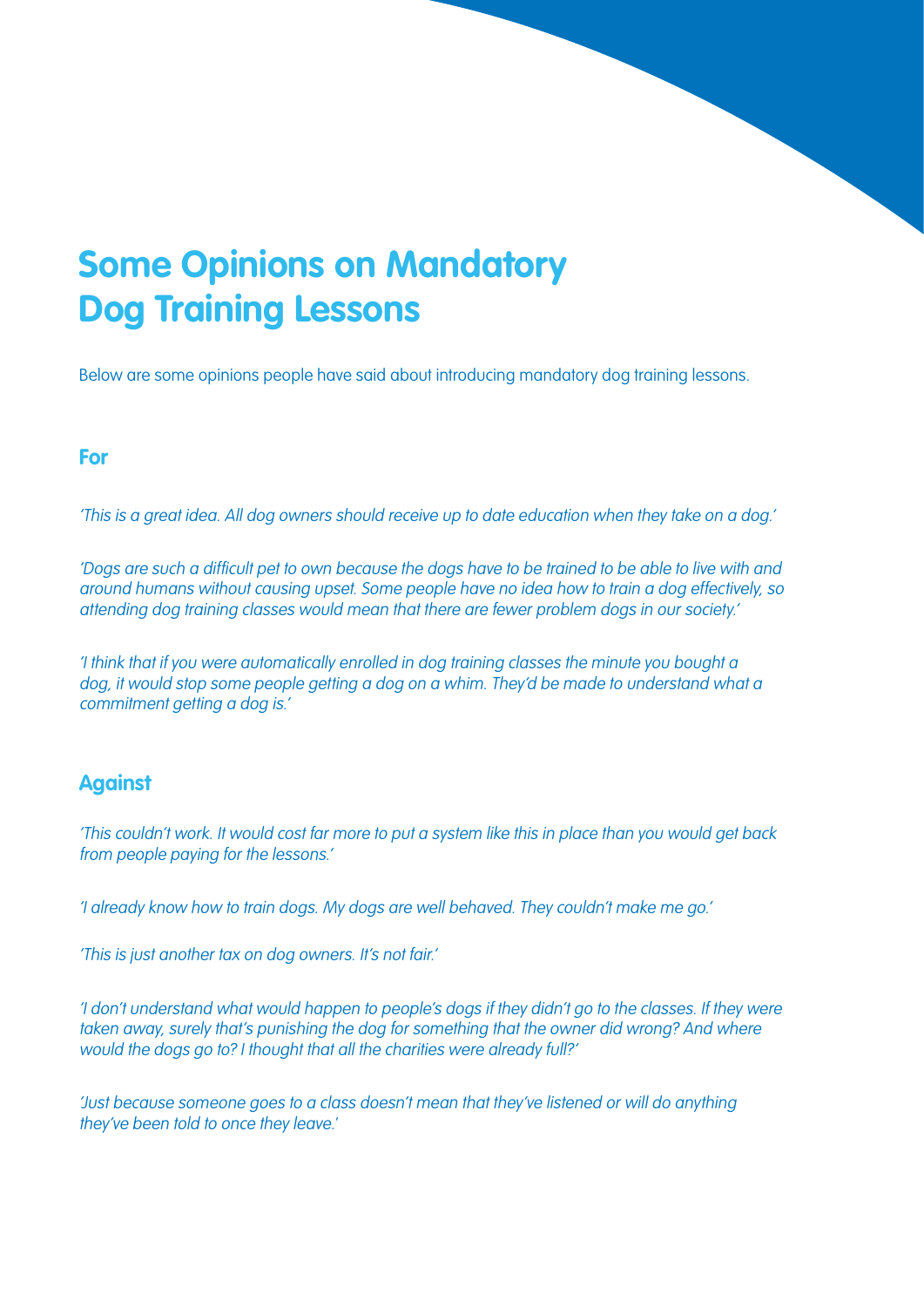# Some Opinions on Mandatory Dog Training Lessons

Below are some opinions people have said about introducing mandatory dog training lessons.

## For

*'This is a great idea. All dog owners should receive up to date education when they take on a dog.'*

*'Dogs are such a difficult pet to own because the dogs have to be trained to be able to live with and around humans without causing upset. Some people have no idea how to train a dog effectively, so attending dog training classes would mean that there are fewer problem dogs in our society.'*

*'I think that if you were automatically enrolled in dog training classes the minute you bought a dog, it would stop some people getting a dog on a whim. They'd be made to understand what a commitment getting a dog is.'*

## Against

*'This couldn't work. It would cost far more to put a system like this in place than you would get back from people paying for the lessons.'*

*'I already know how to train dogs. My dogs are well behaved. They couldn't make me go.'*

*'This is just another tax on dog owners. It's not fair.'*

*'I don't understand what would happen to people's dogs if they didn't go to the classes. If they were taken away, surely that's punishing the dog for something that the owner did wrong? And where would the dogs go to? I thought that all the charities were already full?'*

*'Just because someone goes to a class doesn't mean that they've listened or will do anything they've been told to once they leave.'*